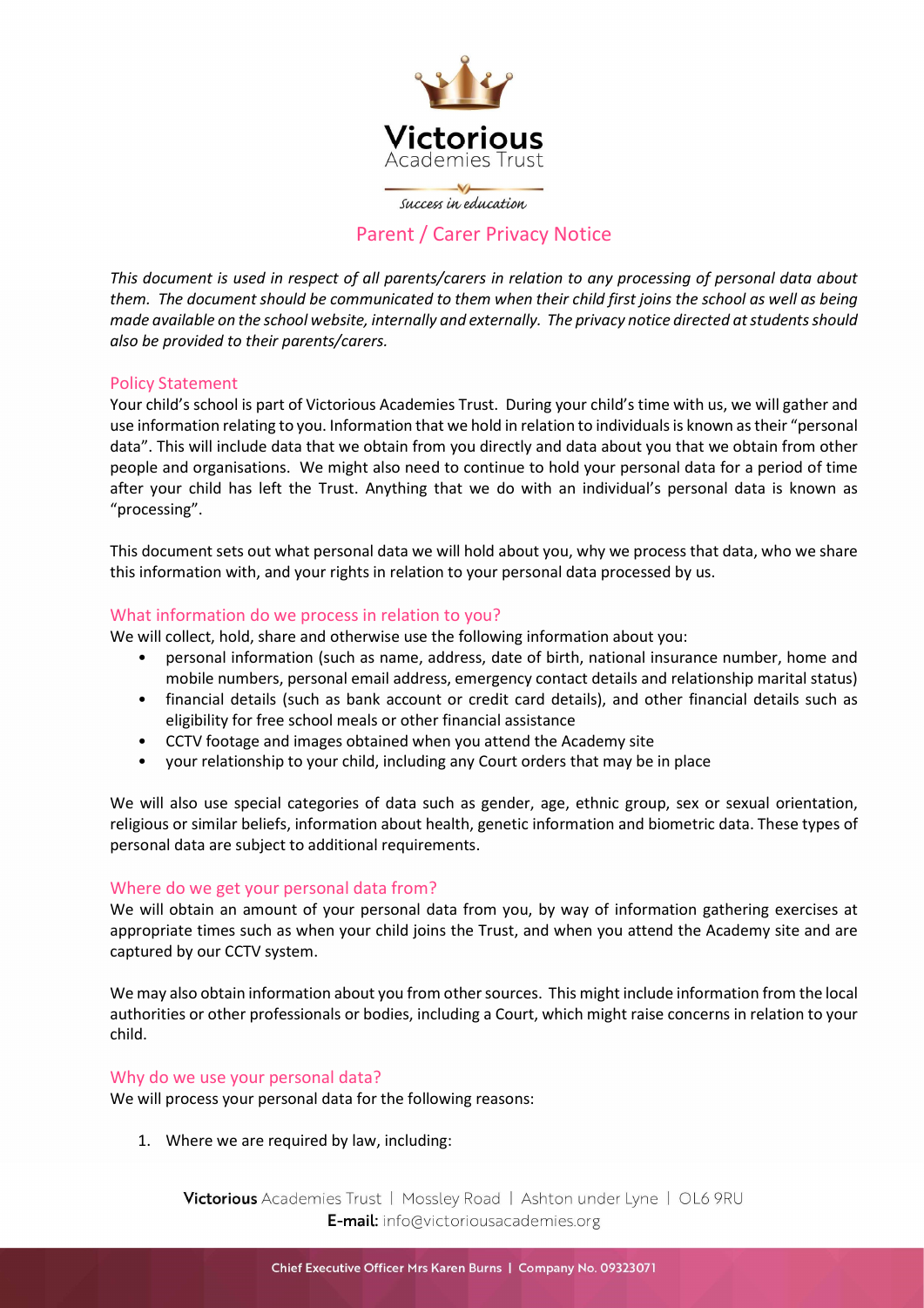Victorious Academies Trust

*Success in education*

# Parent / Carer Privacy Notice

*This document is used in respect of all parents/carers in relation to any processing of personal data about them. The document should be communicated to them when their child first joins the school as well as being made available on the school website, internally and externally. The privacy notice directed at students should also be provided to their parents/carers.*

## Policy Statement

Your child's school is part of Victorious Academies Trust. During your child's time with us, we will gather and use information relating to you. Information that we hold in relation to individuals is known as their "personal data". This will include data that we obtain from you directly and data about you that we obtain from other people and organisations. We might also need to continue to hold your personal data for a period of time after your child has left the Trust. Anything that we do with an individual's personal data is known as "processing".

This document sets out what personal data we will hold about you, why we process that data, who we share this information with, and your rights in relation to your personal data processed by us.

## What information do we process in relation to you?

We will collect, hold, share and otherwise use the following information about you:

- personal information (such as name, address, date of birth, national insurance number, home and mobile numbers, personal email address, emergency contact details and relationship marital status)
- financial details (such as bank account or credit card details), and other financial details such as eligibility for free school meals or other financial assistance
- CCTV footage and images obtained when you attend the Academy site
- your relationship to your child, including any Court orders that may be in place

We will also use special categories of data such as gender, age, ethnic group, sex or sexual orientation, religious or similar beliefs, information about health, genetic information and biometric data. These types of personal data are subject to additional requirements.

## Where do we get your personal data from?

We will obtain an amount of your personal data from you, by way of information gathering exercises at appropriate times such as when your child joins the Trust, and when you attend the Academy site and are captured by our CCTV system.

We may also obtain information about you from other sources. This might include information from the local authorities or other professionals or bodies, including a Court, which might raise concerns in relation to your child.

## Why do we use your personal data?

We will process your personal data for the following reasons:

1. Where we are required by law, including: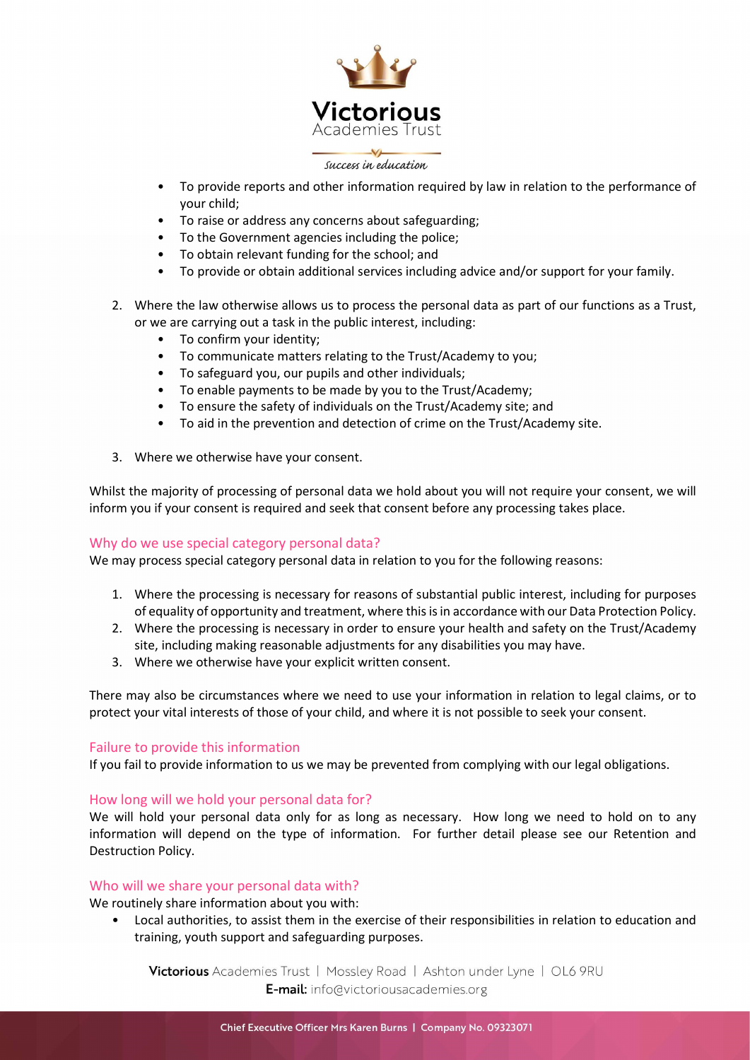- To provide reports and other information required by law in relation to the performance of your child;
- To raise or address any concerns about safeguarding;
- To the Government agencies including the police;
- To obtain relevant funding for the school; and
- To provide or obtain additional services including advice and/or support for your family.

2. Where the law otherwise allows us to process the personal data as part of our functions as a Trust, or we are carrying out a task in the public interest, including:
   - To confirm your identity;
   - To communicate matters relating to the Trust/Academy to you;
   - To safeguard you, our pupils and other individuals;
   - To enable payments to be made by you to the Trust/Academy;
   - To ensure the safety of individuals on the Trust/Academy site; and
   - To aid in the prevention and detection of crime on the Trust/Academy site.

3. Where we otherwise have your consent.

Whilst the majority of processing of personal data we hold about you will not require your consent, we will inform you if your consent is required and seek that consent before any processing takes place.

## Why do we use special category personal data?

We may process special category personal data in relation to you for the following reasons:

1. Where the processing is necessary for reasons of substantial public interest, including for purposes of equality of opportunity and treatment, where this is in accordance with our Data Protection Policy.
2. Where the processing is necessary in order to ensure your health and safety on the Trust/Academy site, including making reasonable adjustments for any disabilities you may have.
3. Where we otherwise have your explicit written consent.

There may also be circumstances where we need to use your information in relation to legal claims, or to protect your vital interests of those of your child, and where it is not possible to seek your consent.

## Failure to provide this information

If you fail to provide information to us we may be prevented from complying with our legal obligations.

## How long will we hold your personal data for?

We will hold your personal data only for as long as necessary. How long we need to hold on to any information will depend on the type of information. For further detail please see our Retention and Destruction Policy.

## Who will we share your personal data with?

We routinely share information about you with:

- Local authorities, to assist them in the exercise of their responsibilities in relation to education and training, youth support and safeguarding purposes.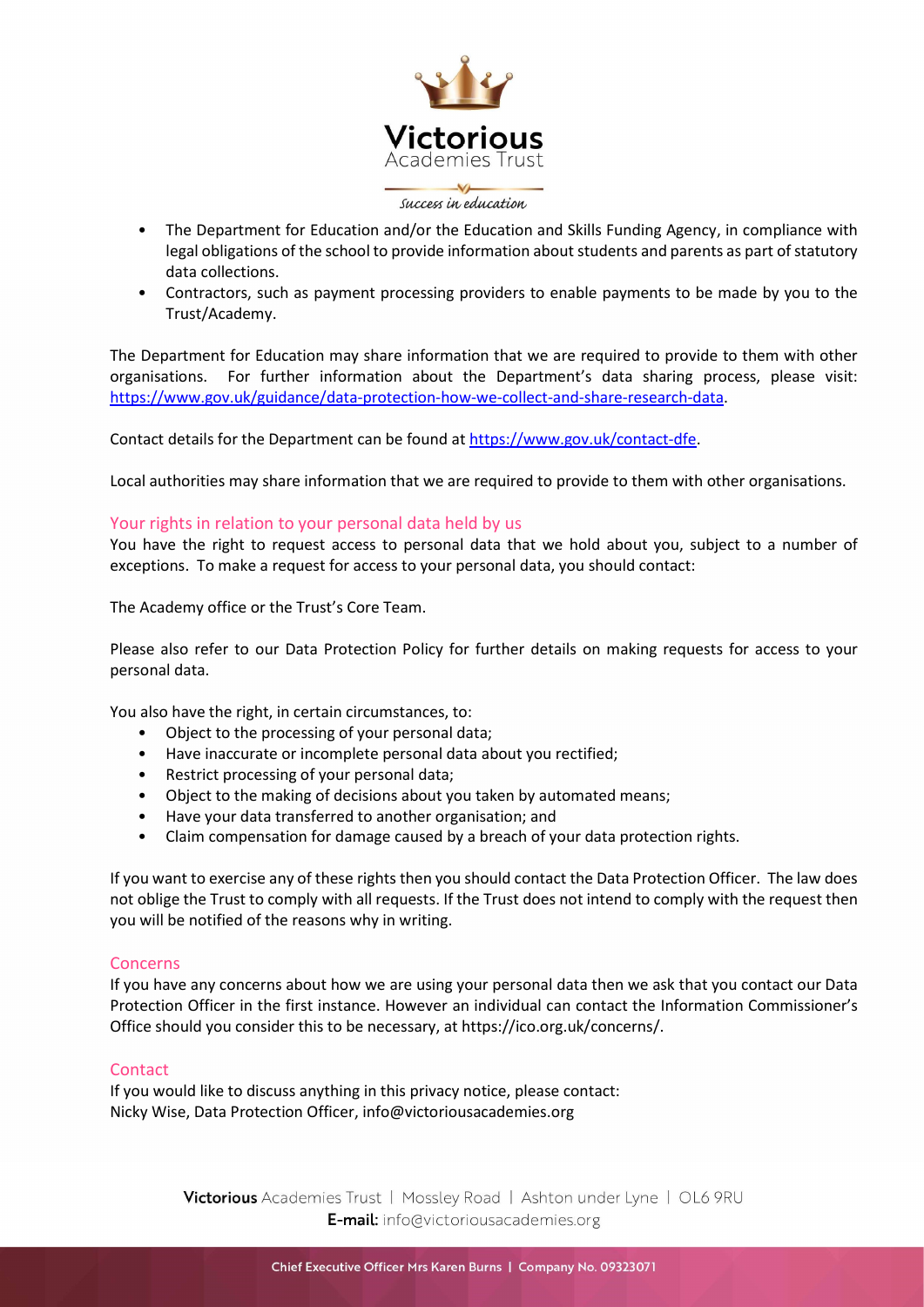- The Department for Education and/or the Education and Skills Funding Agency, in compliance with legal obligations of the school to provide information about students and parents as part of statutory data collections.
- Contractors, such as payment processing providers to enable payments to be made by you to the Trust/Academy.

The Department for Education may share information that we are required to provide to them with other organisations. For further information about the Department's data sharing process, please visit: [https://www.gov.uk/guidance/data-protection-how-we-collect-and-share-research-data](https://www.gov.uk/guidance/data-protection-how-we-collect-and-share-research-data).

Contact details for the Department can be found at [https://www.gov.uk/contact-dfe](https://www.gov.uk/contact-dfe).

Local authorities may share information that we are required to provide to them with other organisations.

## Your rights in relation to your personal data held by us

You have the right to request access to personal data that we hold about you, subject to a number of exceptions. To make a request for access to your personal data, you should contact:

The Academy office or the Trust's Core Team.

Please also refer to our Data Protection Policy for further details on making requests for access to your personal data.

You also have the right, in certain circumstances, to:

- Object to the processing of your personal data;
- Have inaccurate or incomplete personal data about you rectified;
- Restrict processing of your personal data;
- Object to the making of decisions about you taken by automated means;
- Have your data transferred to another organisation; and
- Claim compensation for damage caused by a breach of your data protection rights.

If you want to exercise any of these rights then you should contact the Data Protection Officer. The law does not oblige the Trust to comply with all requests. If the Trust does not intend to comply with the request then you will be notified of the reasons why in writing.

## Concerns

If you have any concerns about how we are using your personal data then we ask that you contact our Data Protection Officer in the first instance. However an individual can contact the Information Commissioner's Office should you consider this to be necessary, at https://ico.org.uk/concerns/.

## Contact

If you would like to discuss anything in this privacy notice, please contact:
Nicky Wise, Data Protection Officer, info@victoriousacademies.org